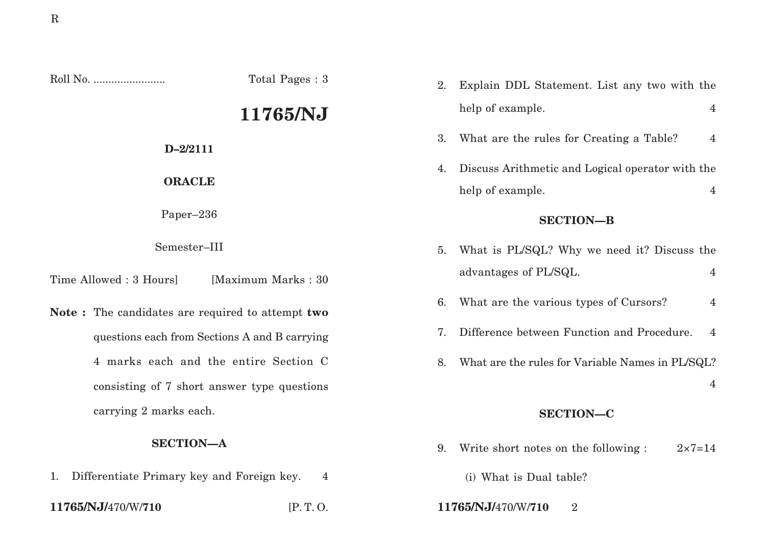Roll No. ........................ Total Pages : 3

# 11765/NJ

**D–2/2111**

**ORACLE**

Paper–236

Semester–III

Time Allowed : 3 Hours] [Maximum Marks : 30

**Note :** The candidates are required to attempt **two** questions each from Sections A and B carrying 4 marks each and the entire Section C consisting of 7 short answer type questions carrying 2 marks each.

## SECTION—A

1. Differentiate Primary key and Foreign key. 4

2. Explain DDL Statement. List any two with the help of example. 4

3. What are the rules for Creating a Table? 4

4. Discuss Arithmetic and Logical operator with the help of example. 4

## SECTION—B

5. What is PL/SQL? Why we need it? Discuss the advantages of PL/SQL. 4

6. What are the various types of Cursors? 4

7. Difference between Function and Procedure. 4

8. What are the rules for Variable Names in PL/SQL? 4

## SECTION—C

9. Write short notes on the following : 2×7=14

   (i) What is Dual table?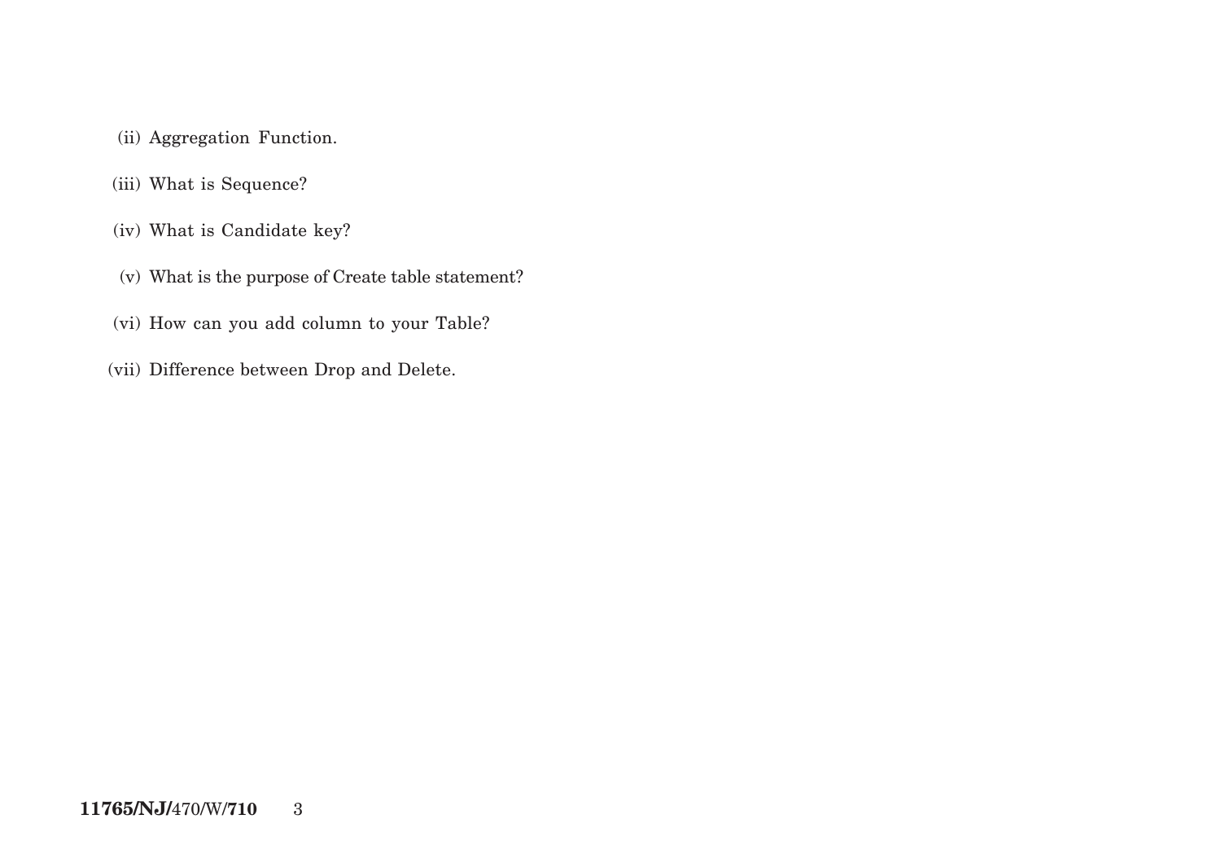(ii) Aggregation Function.

(iii) What is Sequence?

(iv) What is Candidate key?

(v) What is the purpose of Create table statement?

(vi) How can you add column to your Table?

(vii) Difference between Drop and Delete.